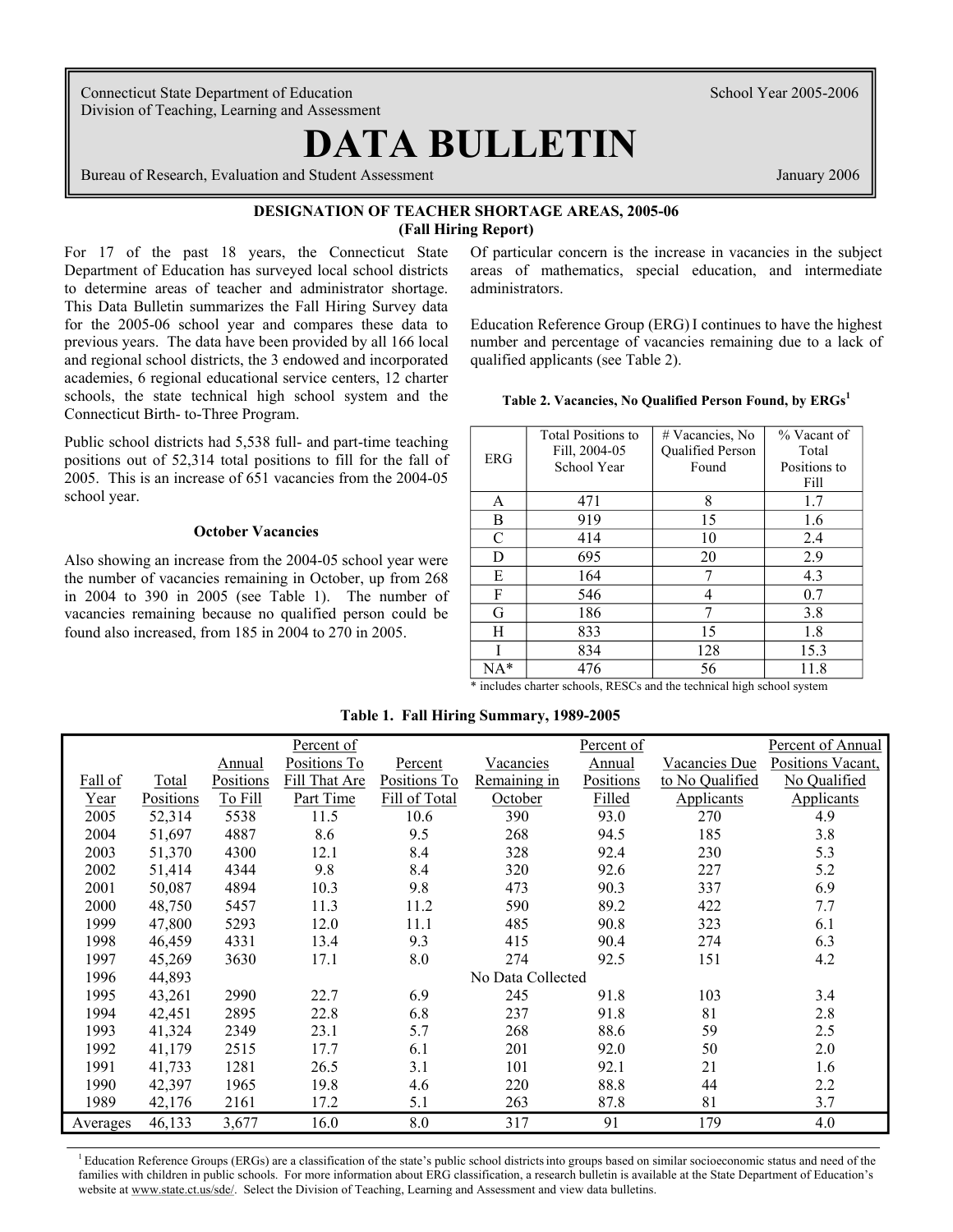Connecticut State Department of Education
Division of Teaching, Learning and Assessment

School Year 2005-2006

# DATA BULLETIN

Bureau of Research, Evaluation and Student Assessment

January 2006

## DESIGNATION OF TEACHER SHORTAGE AREAS, 2005-06
### (Fall Hiring Report)

For 17 of the past 18 years, the Connecticut State Department of Education has surveyed local school districts to determine areas of teacher and administrator shortage. This Data Bulletin summarizes the Fall Hiring Survey data for the 2005-06 school year and compares these data to previous years. The data have been provided by all 166 local and regional school districts, the 3 endowed and incorporated academies, 6 regional educational service centers, 12 charter schools, the state technical high school system and the Connecticut Birth- to-Three Program.

Public school districts had 5,538 full- and part-time teaching positions out of 52,314 total positions to fill for the fall of 2005. This is an increase of 651 vacancies from the 2004-05 school year.

### October Vacancies

Also showing an increase from the 2004-05 school year were the number of vacancies remaining in October, up from 268 in 2004 to 390 in 2005 (see Table 1). The number of vacancies remaining because no qualified person could be found also increased, from 185 in 2004 to 270 in 2005.

Of particular concern is the increase in vacancies in the subject areas of mathematics, special education, and intermediate administrators.

Education Reference Group (ERG) I continues to have the highest number and percentage of vacancies remaining due to a lack of qualified applicants (see Table 2).

**Table 2. Vacancies, No Qualified Person Found, by ERGs[1]**

| ERG | Total Positions to Fill, 2004-05 School Year | # Vacancies, No Qualified Person Found | % Vacant of Total Positions to Fill |
|---|---|---|---|
| A | 471 | 8 | 1.7 |
| B | 919 | 15 | 1.6 |
| C | 414 | 10 | 2.4 |
| D | 695 | 20 | 2.9 |
| E | 164 | 7 | 4.3 |
| F | 546 | 4 | 0.7 |
| G | 186 | 7 | 3.8 |
| H | 833 | 15 | 1.8 |
| I | 834 | 128 | 15.3 |
| NA* | 476 | 56 | 11.8 |

\* includes charter schools, RESCs and the technical high school system

**Table 1. Fall Hiring Summary, 1989-2005**

| Fall of Year | Total Positions | Annual Positions To Fill | Percent of Positions To Fill That Are Part Time | Percent Positions To Fill of Total | Vacancies Remaining in October | Percent of Annual Positions Filled | Vacancies Due to No Qualified Applicants | Percent of Annual Positions Vacant, No Qualified Applicants |
|---|---|---|---|---|---|---|---|---|
| 2005 | 52,314 | 5538 | 11.5 | 10.6 | 390 | 93.0 | 270 | 4.9 |
| 2004 | 51,697 | 4887 | 8.6 | 9.5 | 268 | 94.5 | 185 | 3.8 |
| 2003 | 51,370 | 4300 | 12.1 | 8.4 | 328 | 92.4 | 230 | 5.3 |
| 2002 | 51,414 | 4344 | 9.8 | 8.4 | 320 | 92.6 | 227 | 5.2 |
| 2001 | 50,087 | 4894 | 10.3 | 9.8 | 473 | 90.3 | 337 | 6.9 |
| 2000 | 48,750 | 5457 | 11.3 | 11.2 | 590 | 89.2 | 422 | 7.7 |
| 1999 | 47,800 | 5293 | 12.0 | 11.1 | 485 | 90.8 | 323 | 6.1 |
| 1998 | 46,459 | 4331 | 13.4 | 9.3 | 415 | 90.4 | 274 | 6.3 |
| 1997 | 45,269 | 3630 | 17.1 | 8.0 | 274 | 92.5 | 151 | 4.2 |
| 1996 | 44,893 | | | | No Data Collected | | | |
| 1995 | 43,261 | 2990 | 22.7 | 6.9 | 245 | 91.8 | 103 | 3.4 |
| 1994 | 42,451 | 2895 | 22.8 | 6.8 | 237 | 91.8 | 81 | 2.8 |
| 1993 | 41,324 | 2349 | 23.1 | 5.7 | 268 | 88.6 | 59 | 2.5 |
| 1992 | 41,179 | 2515 | 17.7 | 6.1 | 201 | 92.0 | 50 | 2.0 |
| 1991 | 41,733 | 1281 | 26.5 | 3.1 | 101 | 92.1 | 21 | 1.6 |
| 1990 | 42,397 | 1965 | 19.8 | 4.6 | 220 | 88.8 | 44 | 2.2 |
| 1989 | 42,176 | 2161 | 17.2 | 5.1 | 263 | 87.8 | 81 | 3.7 |
| Averages | 46,133 | 3,677 | 16.0 | 8.0 | 317 | 91 | 179 | 4.0 |

[1] Education Reference Groups (ERGs) are a classification of the state's public school districts into groups based on similar socioeconomic status and need of the families with children in public schools. For more information about ERG classification, a research bulletin is available at the State Department of Education's website at www.state.ct.us/sde/. Select the Division of Teaching, Learning and Assessment and view data bulletins.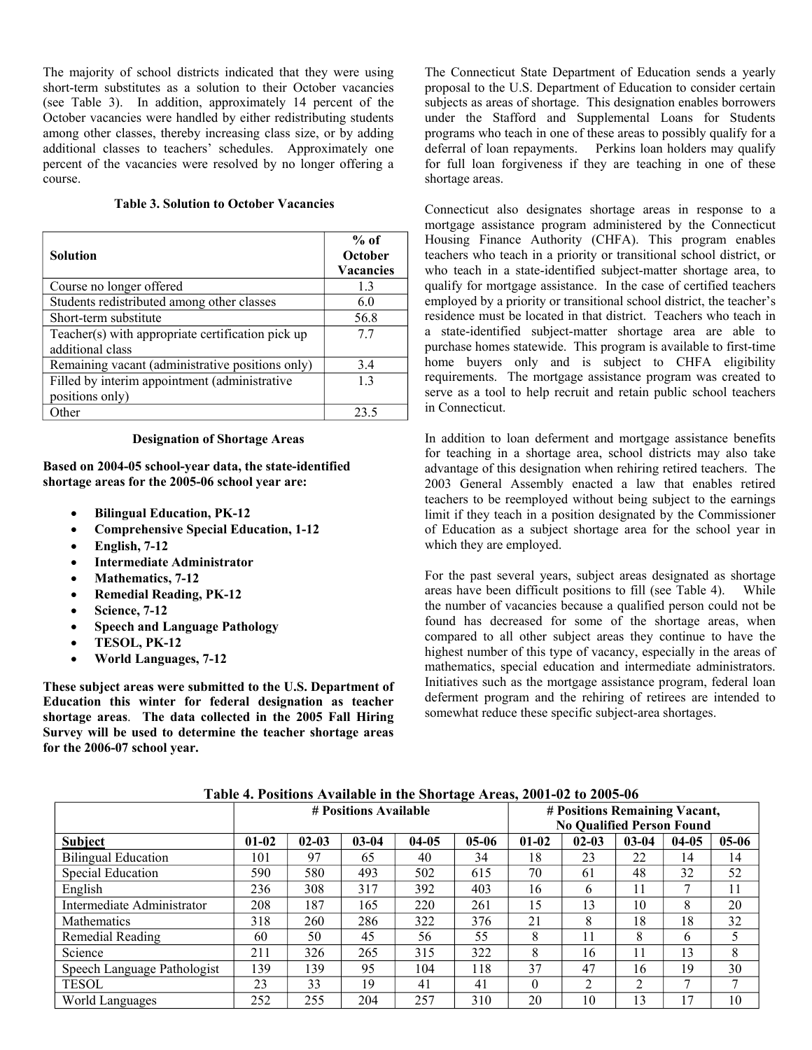The majority of school districts indicated that they were using short-term substitutes as a solution to their October vacancies (see Table 3). In addition, approximately 14 percent of the October vacancies were handled by either redistributing students among other classes, thereby increasing class size, or by adding additional classes to teachers' schedules. Approximately one percent of the vacancies were resolved by no longer offering a course.

**Table 3. Solution to October Vacancies**

| Solution | % of October Vacancies |
|---|---|
| Course no longer offered | 1.3 |
| Students redistributed among other classes | 6.0 |
| Short-term substitute | 56.8 |
| Teacher(s) with appropriate certification pick up additional class | 7.7 |
| Remaining vacant (administrative positions only) | 3.4 |
| Filled by interim appointment (administrative positions only) | 1.3 |
| Other | 23.5 |

### Designation of Shortage Areas

**Based on 2004-05 school-year data, the state-identified shortage areas for the 2005-06 school year are:**

- **Bilingual Education, PK-12**
- **Comprehensive Special Education, 1-12**
- **English, 7-12**
- **Intermediate Administrator**
- **Mathematics, 7-12**
- **Remedial Reading, PK-12**
- **Science, 7-12**
- **Speech and Language Pathology**
- **TESOL, PK-12**
- **World Languages, 7-12**

**These subject areas were submitted to the U.S. Department of Education this winter for federal designation as teacher shortage areas. The data collected in the 2005 Fall Hiring Survey will be used to determine the teacher shortage areas for the 2006-07 school year.**

The Connecticut State Department of Education sends a yearly proposal to the U.S. Department of Education to consider certain subjects as areas of shortage. This designation enables borrowers under the Stafford and Supplemental Loans for Students programs who teach in one of these areas to possibly qualify for a deferral of loan repayments. Perkins loan holders may qualify for full loan forgiveness if they are teaching in one of these shortage areas.

Connecticut also designates shortage areas in response to a mortgage assistance program administered by the Connecticut Housing Finance Authority (CHFA). This program enables teachers who teach in a priority or transitional school district, or who teach in a state-identified subject-matter shortage area, to qualify for mortgage assistance. In the case of certified teachers employed by a priority or transitional school district, the teacher's residence must be located in that district. Teachers who teach in a state-identified subject-matter shortage area are able to purchase homes statewide. This program is available to first-time home buyers only and is subject to CHFA eligibility requirements. The mortgage assistance program was created to serve as a tool to help recruit and retain public school teachers in Connecticut.

In addition to loan deferment and mortgage assistance benefits for teaching in a shortage area, school districts may also take advantage of this designation when rehiring retired teachers. The 2003 General Assembly enacted a law that enables retired teachers to be reemployed without being subject to the earnings limit if they teach in a position designated by the Commissioner of Education as a subject shortage area for the school year in which they are employed.

For the past several years, subject areas designated as shortage areas have been difficult positions to fill (see Table 4). While the number of vacancies because a qualified person could not be found has decreased for some of the shortage areas, when compared to all other subject areas they continue to have the highest number of this type of vacancy, especially in the areas of mathematics, special education and intermediate administrators. Initiatives such as the mortgage assistance program, federal loan deferment program and the rehiring of retirees are intended to somewhat reduce these specific subject-area shortages.

**Table 4. Positions Available in the Shortage Areas, 2001-02 to 2005-06**

| | # Positions Available | | | | | # Positions Remaining Vacant, No Qualified Person Found | | | | |
|---|---|---|---|---|---|---|---|---|---|---|
| **Subject** | **01-02** | **02-03** | **03-04** | **04-05** | **05-06** | **01-02** | **02-03** | **03-04** | **04-05** | **05-06** |
| Bilingual Education | 101 | 97 | 65 | 40 | 34 | 18 | 23 | 22 | 14 | 14 |
| Special Education | 590 | 580 | 493 | 502 | 615 | 70 | 61 | 48 | 32 | 52 |
| English | 236 | 308 | 317 | 392 | 403 | 16 | 6 | 11 | 7 | 11 |
| Intermediate Administrator | 208 | 187 | 165 | 220 | 261 | 15 | 13 | 10 | 8 | 20 |
| Mathematics | 318 | 260 | 286 | 322 | 376 | 21 | 8 | 18 | 18 | 32 |
| Remedial Reading | 60 | 50 | 45 | 56 | 55 | 8 | 11 | 8 | 6 | 5 |
| Science | 211 | 326 | 265 | 315 | 322 | 8 | 16 | 11 | 13 | 8 |
| Speech Language Pathologist | 139 | 139 | 95 | 104 | 118 | 37 | 47 | 16 | 19 | 30 |
| TESOL | 23 | 33 | 19 | 41 | 41 | 0 | 2 | 2 | 7 | 7 |
| World Languages | 252 | 255 | 204 | 257 | 310 | 20 | 10 | 13 | 17 | 10 |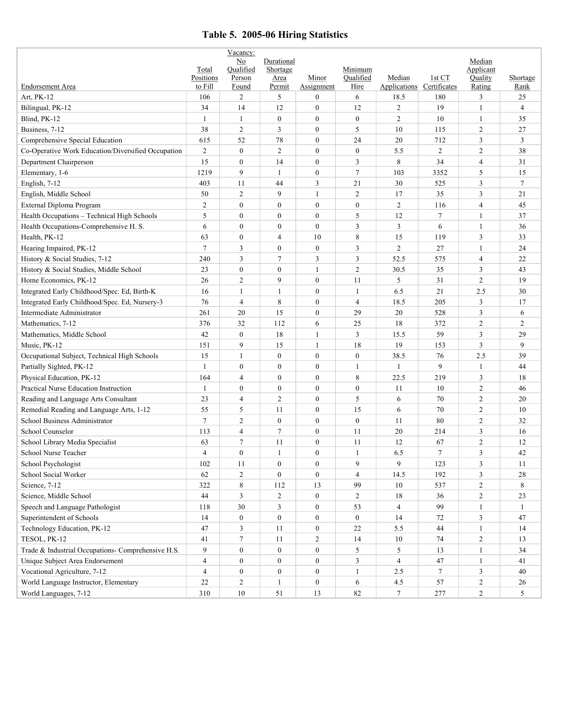# Table 5. 2005-06 Hiring Statistics

| Endorsement Area | Total Positions to Fill | Vacancy: No Qualified Person Found | Durational Shortage Area Permit | Minor Assignment | Minimum Qualified Hire | Median Applications | 1st CT Certificates | Median Applicant Quality Rating | Shortage Rank |
|---|---|---|---|---|---|---|---|---|---|
| Art, PK-12 | 106 | 2 | 5 | 0 | 6 | 18.5 | 180 | 3 | 25 |
| Bilingual, PK-12 | 34 | 14 | 12 | 0 | 12 | 2 | 19 | 1 | 4 |
| Blind, PK-12 | 1 | 1 | 0 | 0 | 0 | 2 | 10 | 1 | 35 |
| Business, 7-12 | 38 | 2 | 3 | 0 | 5 | 10 | 115 | 2 | 27 |
| Comprehensive Special Education | 615 | 52 | 78 | 0 | 24 | 20 | 712 | 3 | 3 |
| Co-Operative Work Education/Diversified Occupation | 2 | 0 | 2 | 0 | 0 | 5.5 | 2 | 2 | 38 |
| Department Chairperson | 15 | 0 | 14 | 0 | 3 | 8 | 34 | 4 | 31 |
| Elementary, 1-6 | 1219 | 9 | 1 | 0 | 7 | 103 | 3352 | 5 | 15 |
| English, 7-12 | 403 | 11 | 44 | 3 | 21 | 30 | 525 | 3 | 7 |
| English, Middle School | 50 | 2 | 9 | 1 | 2 | 17 | 35 | 3 | 21 |
| External Diploma Program | 2 | 0 | 0 | 0 | 0 | 2 | 116 | 4 | 45 |
| Health Occupations – Technical High Schools | 5 | 0 | 0 | 0 | 5 | 12 | 7 | 1 | 37 |
| Health Occupations-Comprehensive H. S. | 6 | 0 | 0 | 0 | 3 | 3 | 6 | 1 | 36 |
| Health, PK-12 | 63 | 0 | 4 | 10 | 8 | 15 | 119 | 3 | 33 |
| Hearing Impaired, PK-12 | 7 | 3 | 0 | 0 | 3 | 2 | 27 | 1 | 24 |
| History & Social Studies, 7-12 | 240 | 3 | 7 | 3 | 3 | 52.5 | 575 | 4 | 22 |
| History & Social Studies, Middle School | 23 | 0 | 0 | 1 | 2 | 30.5 | 35 | 3 | 43 |
| Home Economics, PK-12 | 26 | 2 | 9 | 0 | 11 | 5 | 31 | 2 | 19 |
| Integrated Early Childhood/Spec. Ed, Birth-K | 16 | 1 | 1 | 0 | 1 | 6.5 | 21 | 2.5 | 30 |
| Integrated Early Childhood/Spec. Ed, Nursery-3 | 76 | 4 | 8 | 0 | 4 | 18.5 | 205 | 3 | 17 |
| Intermediate Administrator | 261 | 20 | 15 | 0 | 29 | 20 | 528 | 3 | 6 |
| Mathematics, 7-12 | 376 | 32 | 112 | 6 | 25 | 18 | 372 | 2 | 2 |
| Mathematics, Middle School | 42 | 0 | 18 | 1 | 3 | 15.5 | 59 | 3 | 29 |
| Music, PK-12 | 151 | 9 | 15 | 1 | 18 | 19 | 153 | 3 | 9 |
| Occupational Subject, Technical High Schools | 15 | 1 | 0 | 0 | 0 | 38.5 | 76 | 2.5 | 39 |
| Partially Sighted, PK-12 | 1 | 0 | 0 | 0 | 1 | 1 | 9 | 1 | 44 |
| Physical Education, PK-12 | 164 | 4 | 0 | 0 | 8 | 22.5 | 219 | 3 | 18 |
| Practical Nurse Education Instruction | 1 | 0 | 0 | 0 | 0 | 11 | 10 | 2 | 46 |
| Reading and Language Arts Consultant | 23 | 4 | 2 | 0 | 5 | 6 | 70 | 2 | 20 |
| Remedial Reading and Language Arts, 1-12 | 55 | 5 | 11 | 0 | 15 | 6 | 70 | 2 | 10 |
| School Business Administrator | 7 | 2 | 0 | 0 | 0 | 11 | 80 | 2 | 32 |
| School Counselor | 113 | 4 | 7 | 0 | 11 | 20 | 214 | 3 | 16 |
| School Library Media Specialist | 63 | 7 | 11 | 0 | 11 | 12 | 67 | 2 | 12 |
| School Nurse Teacher | 4 | 0 | 1 | 0 | 1 | 6.5 | 7 | 3 | 42 |
| School Psychologist | 102 | 11 | 0 | 0 | 9 | 9 | 123 | 3 | 11 |
| School Social Worker | 62 | 2 | 0 | 0 | 4 | 14.5 | 192 | 3 | 28 |
| Science, 7-12 | 322 | 8 | 112 | 13 | 99 | 10 | 537 | 2 | 8 |
| Science, Middle School | 44 | 3 | 2 | 0 | 2 | 18 | 36 | 2 | 23 |
| Speech and Language Pathologist | 118 | 30 | 3 | 0 | 53 | 4 | 99 | 1 | 1 |
| Superintendent of Schools | 14 | 0 | 0 | 0 | 0 | 14 | 72 | 3 | 47 |
| Technology Education, PK-12 | 47 | 3 | 11 | 0 | 22 | 5.5 | 44 | 1 | 14 |
| TESOL, PK-12 | 41 | 7 | 11 | 2 | 14 | 10 | 74 | 2 | 13 |
| Trade & Industrial Occupations- Comprehensive H.S. | 9 | 0 | 0 | 0 | 5 | 5 | 13 | 1 | 34 |
| Unique Subject Area Endorsement | 4 | 0 | 0 | 0 | 3 | 4 | 47 | 1 | 41 |
| Vocational Agriculture, 7-12 | 4 | 0 | 0 | 0 | 1 | 2.5 | 7 | 3 | 40 |
| World Language Instructor, Elementary | 22 | 2 | 1 | 0 | 6 | 4.5 | 57 | 2 | 26 |
| World Languages, 7-12 | 310 | 10 | 51 | 13 | 82 | 7 | 277 | 2 | 5 |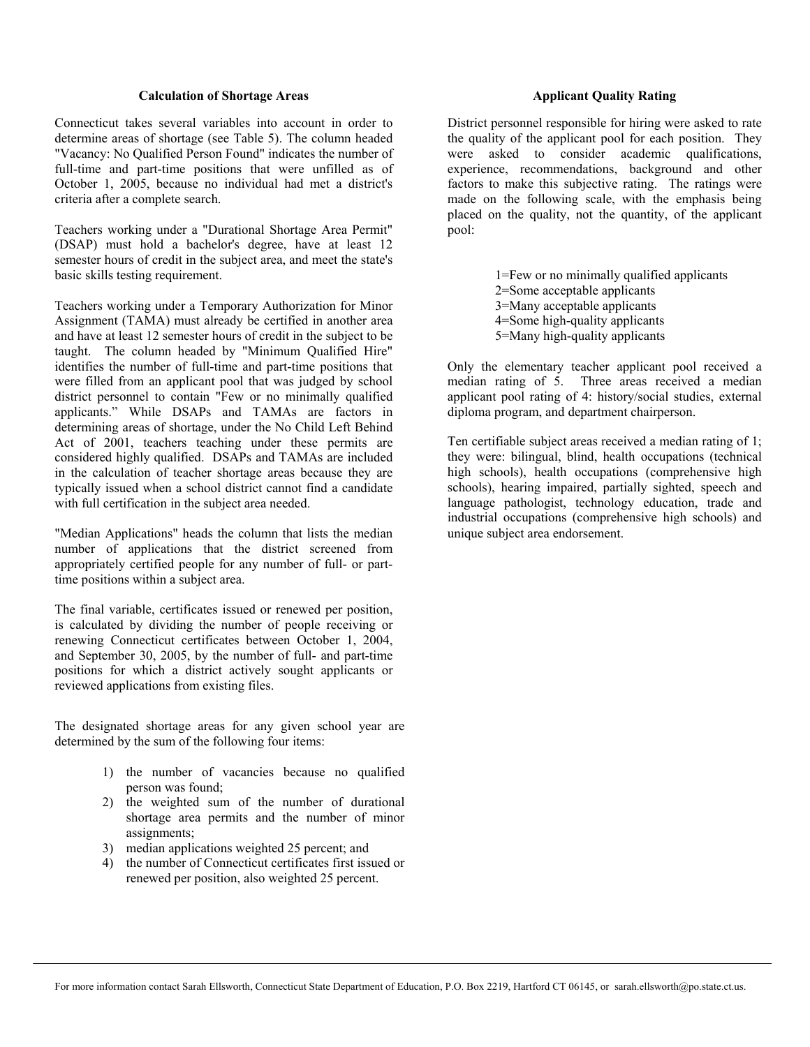## Calculation of Shortage Areas

Connecticut takes several variables into account in order to determine areas of shortage (see Table 5). The column headed "Vacancy: No Qualified Person Found" indicates the number of full-time and part-time positions that were unfilled as of October 1, 2005, because no individual had met a district's criteria after a complete search.

Teachers working under a "Durational Shortage Area Permit" (DSAP) must hold a bachelor's degree, have at least 12 semester hours of credit in the subject area, and meet the state's basic skills testing requirement.

Teachers working under a Temporary Authorization for Minor Assignment (TAMA) must already be certified in another area and have at least 12 semester hours of credit in the subject to be taught. The column headed by "Minimum Qualified Hire" identifies the number of full-time and part-time positions that were filled from an applicant pool that was judged by school district personnel to contain "Few or no minimally qualified applicants." While DSAPs and TAMAs are factors in determining areas of shortage, under the No Child Left Behind Act of 2001, teachers teaching under these permits are considered highly qualified. DSAPs and TAMAs are included in the calculation of teacher shortage areas because they are typically issued when a school district cannot find a candidate with full certification in the subject area needed.

"Median Applications" heads the column that lists the median number of applications that the district screened from appropriately certified people for any number of full- or part-time positions within a subject area.

The final variable, certificates issued or renewed per position, is calculated by dividing the number of people receiving or renewing Connecticut certificates between October 1, 2004, and September 30, 2005, by the number of full- and part-time positions for which a district actively sought applicants or reviewed applications from existing files.

The designated shortage areas for any given school year are determined by the sum of the following four items:

1) the number of vacancies because no qualified person was found;
2) the weighted sum of the number of durational shortage area permits and the number of minor assignments;
3) median applications weighted 25 percent; and
4) the number of Connecticut certificates first issued or renewed per position, also weighted 25 percent.

## Applicant Quality Rating

District personnel responsible for hiring were asked to rate the quality of the applicant pool for each position. They were asked to consider academic qualifications, experience, recommendations, background and other factors to make this subjective rating. The ratings were made on the following scale, with the emphasis being placed on the quality, not the quantity, of the applicant pool:

1=Few or no minimally qualified applicants
2=Some acceptable applicants
3=Many acceptable applicants
4=Some high-quality applicants
5=Many high-quality applicants

Only the elementary teacher applicant pool received a median rating of 5. Three areas received a median applicant pool rating of 4: history/social studies, external diploma program, and department chairperson.

Ten certifiable subject areas received a median rating of 1; they were: bilingual, blind, health occupations (technical high schools), health occupations (comprehensive high schools), hearing impaired, partially sighted, speech and language pathologist, technology education, trade and industrial occupations (comprehensive high schools) and unique subject area endorsement.

For more information contact Sarah Ellsworth, Connecticut State Department of Education, P.O. Box 2219, Hartford CT 06145, or sarah.ellsworth@po.state.ct.us.